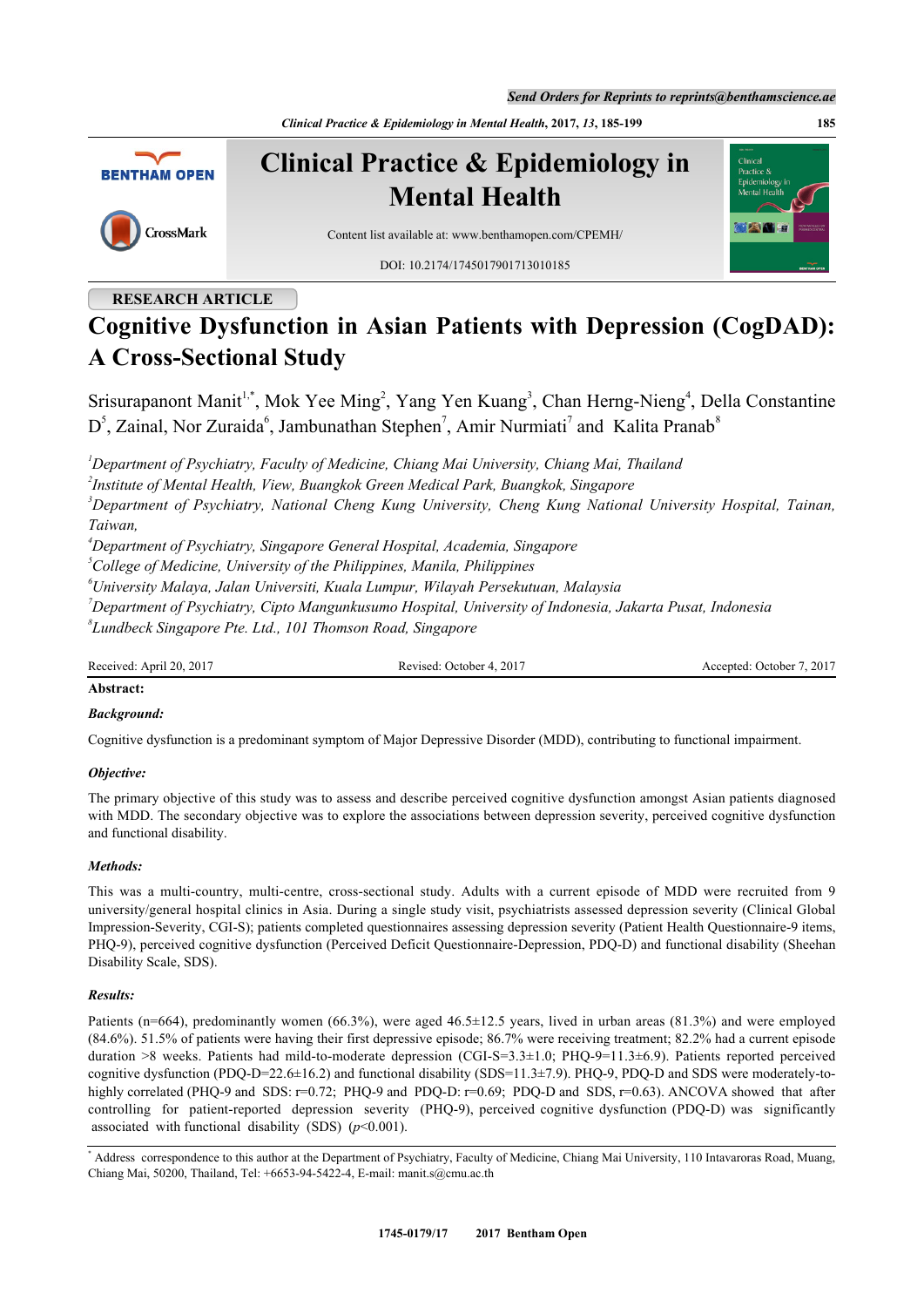RESEARCH ARTICLE

# Cognitive Dysfunction in Asian Patients with Depression (CogDAD): A Cross-Sectional Study

Srisurapanont Manit[1,*], Mok Yee Ming[2], Yang Yen Kuang[3], Chan Herng-Nieng[4], Della Constantine D[5], Zainal, Nor Zuraida[6], Jambunathan Stephen[7], Amir Nurmiati[7] and Kalita Pranab[8]

*[1]Department of Psychiatry, Faculty of Medicine, Chiang Mai University, Chiang Mai, Thailand*
*[2]Institute of Mental Health, View, Buangkok Green Medical Park, Buangkok, Singapore*
*[3]Department of Psychiatry, National Cheng Kung University, Cheng Kung National University Hospital, Tainan, Taiwan,*
*[4]Department of Psychiatry, Singapore General Hospital, Academia, Singapore*
*[5]College of Medicine, University of the Philippines, Manila, Philippines*
*[6]University Malaya, Jalan Universiti, Kuala Lumpur, Wilayah Persekutuan, Malaysia*
*[7]Department of Psychiatry, Cipto Mangunkusumo Hospital, University of Indonesia, Jakarta Pusat, Indonesia*
*[8]Lundbeck Singapore Pte. Ltd., 101 Thomson Road, Singapore*

Received: April 20, 2017 | Revised: October 4, 2017 | Accepted: October 7, 2017

**Abstract:**

***Background:***

Cognitive dysfunction is a predominant symptom of Major Depressive Disorder (MDD), contributing to functional impairment.

***Objective:***

The primary objective of this study was to assess and describe perceived cognitive dysfunction amongst Asian patients diagnosed with MDD. The secondary objective was to explore the associations between depression severity, perceived cognitive dysfunction and functional disability.

***Methods:***

This was a multi-country, multi-centre, cross-sectional study. Adults with a current episode of MDD were recruited from 9 university/general hospital clinics in Asia. During a single study visit, psychiatrists assessed depression severity (Clinical Global Impression-Severity, CGI-S); patients completed questionnaires assessing depression severity (Patient Health Questionnaire-9 items, PHQ-9), perceived cognitive dysfunction (Perceived Deficit Questionnaire-Depression, PDQ-D) and functional disability (Sheehan Disability Scale, SDS).

***Results:***

Patients (n=664), predominantly women (66.3%), were aged 46.5±12.5 years, lived in urban areas (81.3%) and were employed (84.6%). 51.5% of patients were having their first depressive episode; 86.7% were receiving treatment; 82.2% had a current episode duration >8 weeks. Patients had mild-to-moderate depression (CGI-S=3.3±1.0; PHQ-9=11.3±6.9). Patients reported perceived cognitive dysfunction (PDQ-D=22.6±16.2) and functional disability (SDS=11.3±7.9). PHQ-9, PDQ-D and SDS were moderately-to-highly correlated (PHQ-9 and SDS: r=0.72; PHQ-9 and PDQ-D: r=0.69; PDQ-D and SDS, r=0.63). ANCOVA showed that after controlling for patient-reported depression severity (PHQ-9), perceived cognitive dysfunction (PDQ-D) was significantly associated with functional disability (SDS) ($p<0.001$).

[*] Address correspondence to this author at the Department of Psychiatry, Faculty of Medicine, Chiang Mai University, 110 Intavaroras Road, Muang, Chiang Mai, 50200, Thailand, Tel: +6653-94-5422-4, E-mail: manit.s@cmu.ac.th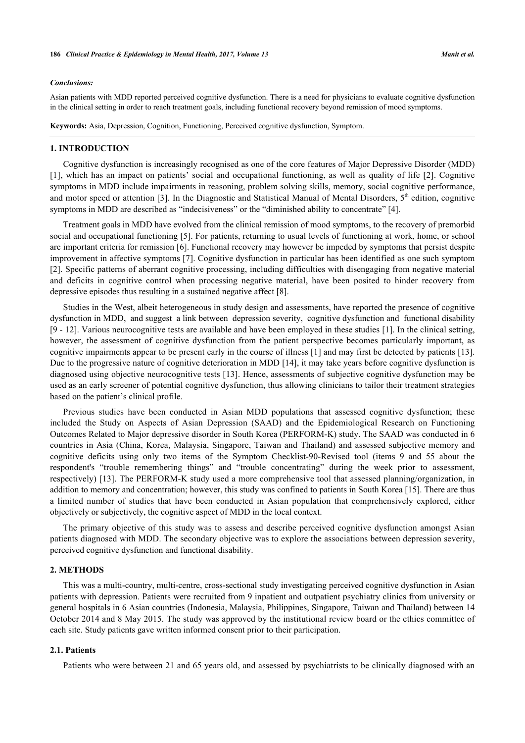### *Conclusions:*

Asian patients with MDD reported perceived cognitive dysfunction. There is a need for physicians to evaluate cognitive dysfunction in the clinical setting in order to reach treatment goals, including functional recovery beyond remission of mood symptoms.

**Keywords:** Asia, Depression, Cognition, Functioning, Perceived cognitive dysfunction, Symptom.

## 1. INTRODUCTION

Cognitive dysfunction is increasingly recognised as one of the core features of Major Depressive Disorder (MDD) [1], which has an impact on patients' social and occupational functioning, as well as quality of life [2]. Cognitive symptoms in MDD include impairments in reasoning, problem solving skills, memory, social cognitive performance, and motor speed or attention [3]. In the Diagnostic and Statistical Manual of Mental Disorders, 5th edition, cognitive symptoms in MDD are described as "indecisiveness" or the "diminished ability to concentrate" [4].

Treatment goals in MDD have evolved from the clinical remission of mood symptoms, to the recovery of premorbid social and occupational functioning [5]. For patients, returning to usual levels of functioning at work, home, or school are important criteria for remission [6]. Functional recovery may however be impeded by symptoms that persist despite improvement in affective symptoms [7]. Cognitive dysfunction in particular has been identified as one such symptom [2]. Specific patterns of aberrant cognitive processing, including difficulties with disengaging from negative material and deficits in cognitive control when processing negative material, have been posited to hinder recovery from depressive episodes thus resulting in a sustained negative affect [8].

Studies in the West, albeit heterogeneous in study design and assessments, have reported the presence of cognitive dysfunction in MDD, and suggest a link between depression severity, cognitive dysfunction and functional disability [9 - 12]. Various neurocognitive tests are available and have been employed in these studies [1]. In the clinical setting, however, the assessment of cognitive dysfunction from the patient perspective becomes particularly important, as cognitive impairments appear to be present early in the course of illness [1] and may first be detected by patients [13]. Due to the progressive nature of cognitive deterioration in MDD [14], it may take years before cognitive dysfunction is diagnosed using objective neurocognitive tests [13]. Hence, assessments of subjective cognitive dysfunction may be used as an early screener of potential cognitive dysfunction, thus allowing clinicians to tailor their treatment strategies based on the patient's clinical profile.

Previous studies have been conducted in Asian MDD populations that assessed cognitive dysfunction; these included the Study on Aspects of Asian Depression (SAAD) and the Epidemiological Research on Functioning Outcomes Related to Major depressive disorder in South Korea (PERFORM-K) study. The SAAD was conducted in 6 countries in Asia (China, Korea, Malaysia, Singapore, Taiwan and Thailand) and assessed subjective memory and cognitive deficits using only two items of the Symptom Checklist-90-Revised tool (items 9 and 55 about the respondent's "trouble remembering things" and "trouble concentrating" during the week prior to assessment, respectively) [13]. The PERFORM-K study used a more comprehensive tool that assessed planning/organization, in addition to memory and concentration; however, this study was confined to patients in South Korea [15]. There are thus a limited number of studies that have been conducted in Asian population that comprehensively explored, either objectively or subjectively, the cognitive aspect of MDD in the local context.

The primary objective of this study was to assess and describe perceived cognitive dysfunction amongst Asian patients diagnosed with MDD. The secondary objective was to explore the associations between depression severity, perceived cognitive dysfunction and functional disability.

## 2. METHODS

This was a multi-country, multi-centre, cross-sectional study investigating perceived cognitive dysfunction in Asian patients with depression. Patients were recruited from 9 inpatient and outpatient psychiatry clinics from university or general hospitals in 6 Asian countries (Indonesia, Malaysia, Philippines, Singapore, Taiwan and Thailand) between 14 October 2014 and 8 May 2015. The study was approved by the institutional review board or the ethics committee of each site. Study patients gave written informed consent prior to their participation.

### 2.1. Patients

Patients who were between 21 and 65 years old, and assessed by psychiatrists to be clinically diagnosed with an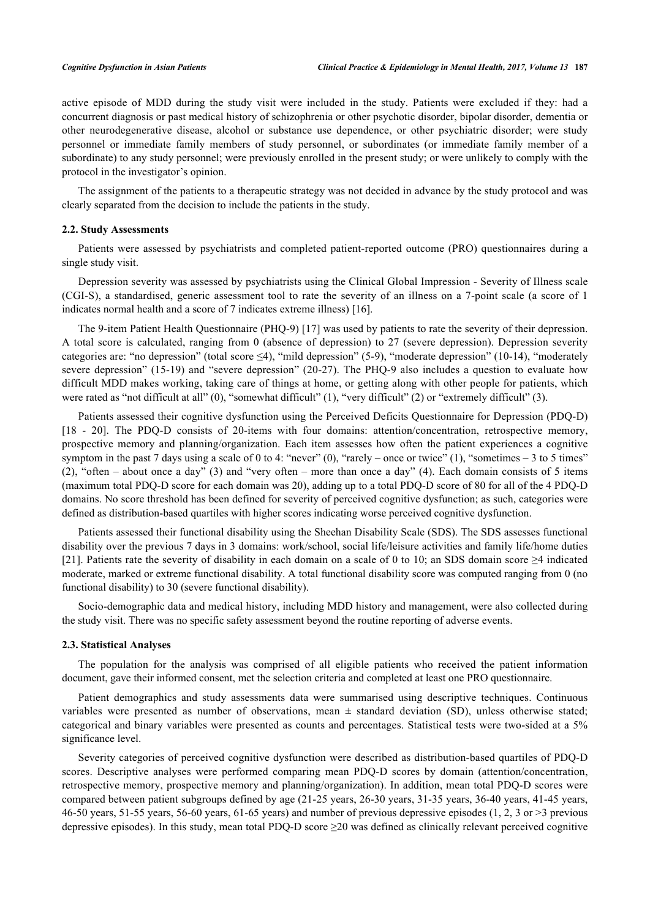active episode of MDD during the study visit were included in the study. Patients were excluded if they: had a concurrent diagnosis or past medical history of schizophrenia or other psychotic disorder, bipolar disorder, dementia or other neurodegenerative disease, alcohol or substance use dependence, or other psychiatric disorder; were study personnel or immediate family members of study personnel, or subordinates (or immediate family member of a subordinate) to any study personnel; were previously enrolled in the present study; or were unlikely to comply with the protocol in the investigator's opinion.

The assignment of the patients to a therapeutic strategy was not decided in advance by the study protocol and was clearly separated from the decision to include the patients in the study.

### 2.2. Study Assessments

Patients were assessed by psychiatrists and completed patient-reported outcome (PRO) questionnaires during a single study visit.

Depression severity was assessed by psychiatrists using the Clinical Global Impression - Severity of Illness scale (CGI-S), a standardised, generic assessment tool to rate the severity of an illness on a 7-point scale (a score of 1 indicates normal health and a score of 7 indicates extreme illness) [16].

The 9-item Patient Health Questionnaire (PHQ-9) [17] was used by patients to rate the severity of their depression. A total score is calculated, ranging from 0 (absence of depression) to 27 (severe depression). Depression severity categories are: "no depression" (total score ≤4), "mild depression" (5-9), "moderate depression" (10-14), "moderately severe depression" (15-19) and "severe depression" (20-27). The PHQ-9 also includes a question to evaluate how difficult MDD makes working, taking care of things at home, or getting along with other people for patients, which were rated as "not difficult at all" (0), "somewhat difficult" (1), "very difficult" (2) or "extremely difficult" (3).

Patients assessed their cognitive dysfunction using the Perceived Deficits Questionnaire for Depression (PDQ-D) [18 - 20]. The PDQ-D consists of 20-items with four domains: attention/concentration, retrospective memory, prospective memory and planning/organization. Each item assesses how often the patient experiences a cognitive symptom in the past 7 days using a scale of 0 to 4: "never" (0), "rarely – once or twice" (1), "sometimes – 3 to 5 times" (2), "often – about once a day" (3) and "very often – more than once a day" (4). Each domain consists of 5 items (maximum total PDQ-D score for each domain was 20), adding up to a total PDQ-D score of 80 for all of the 4 PDQ-D domains. No score threshold has been defined for severity of perceived cognitive dysfunction; as such, categories were defined as distribution-based quartiles with higher scores indicating worse perceived cognitive dysfunction.

Patients assessed their functional disability using the Sheehan Disability Scale (SDS). The SDS assesses functional disability over the previous 7 days in 3 domains: work/school, social life/leisure activities and family life/home duties [21]. Patients rate the severity of disability in each domain on a scale of 0 to 10; an SDS domain score ≥4 indicated moderate, marked or extreme functional disability. A total functional disability score was computed ranging from 0 (no functional disability) to 30 (severe functional disability).

Socio-demographic data and medical history, including MDD history and management, were also collected during the study visit. There was no specific safety assessment beyond the routine reporting of adverse events.

### 2.3. Statistical Analyses

The population for the analysis was comprised of all eligible patients who received the patient information document, gave their informed consent, met the selection criteria and completed at least one PRO questionnaire.

Patient demographics and study assessments data were summarised using descriptive techniques. Continuous variables were presented as number of observations, mean ± standard deviation (SD), unless otherwise stated; categorical and binary variables were presented as counts and percentages. Statistical tests were two-sided at a 5% significance level.

Severity categories of perceived cognitive dysfunction were described as distribution-based quartiles of PDQ-D scores. Descriptive analyses were performed comparing mean PDQ-D scores by domain (attention/concentration, retrospective memory, prospective memory and planning/organization). In addition, mean total PDQ-D scores were compared between patient subgroups defined by age (21-25 years, 26-30 years, 31-35 years, 36-40 years, 41-45 years, 46-50 years, 51-55 years, 56-60 years, 61-65 years) and number of previous depressive episodes (1, 2, 3 or >3 previous depressive episodes). In this study, mean total PDQ-D score ≥20 was defined as clinically relevant perceived cognitive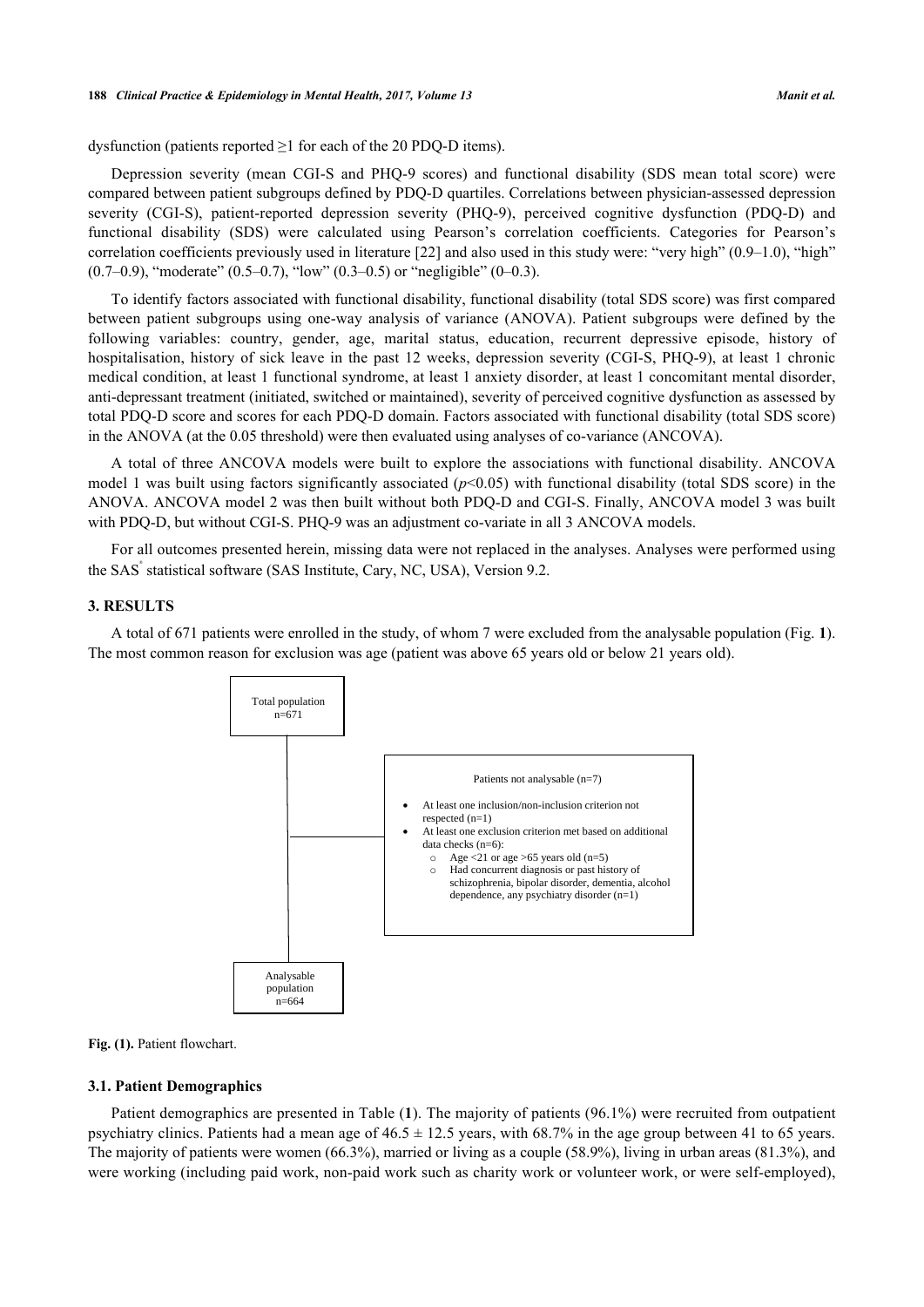dysfunction (patients reported ≥1 for each of the 20 PDQ-D items).

Depression severity (mean CGI-S and PHQ-9 scores) and functional disability (SDS mean total score) were compared between patient subgroups defined by PDQ-D quartiles. Correlations between physician-assessed depression severity (CGI-S), patient-reported depression severity (PHQ-9), perceived cognitive dysfunction (PDQ-D) and functional disability (SDS) were calculated using Pearson's correlation coefficients. Categories for Pearson's correlation coefficients previously used in literature [22] and also used in this study were: "very high" (0.9–1.0), "high" (0.7–0.9), "moderate" (0.5–0.7), "low" (0.3–0.5) or "negligible" (0–0.3).

To identify factors associated with functional disability, functional disability (total SDS score) was first compared between patient subgroups using one-way analysis of variance (ANOVA). Patient subgroups were defined by the following variables: country, gender, age, marital status, education, recurrent depressive episode, history of hospitalisation, history of sick leave in the past 12 weeks, depression severity (CGI-S, PHQ-9), at least 1 chronic medical condition, at least 1 functional syndrome, at least 1 anxiety disorder, at least 1 concomitant mental disorder, anti-depressant treatment (initiated, switched or maintained), severity of perceived cognitive dysfunction as assessed by total PDQ-D score and scores for each PDQ-D domain. Factors associated with functional disability (total SDS score) in the ANOVA (at the 0.05 threshold) were then evaluated using analyses of co-variance (ANCOVA).

A total of three ANCOVA models were built to explore the associations with functional disability. ANCOVA model 1 was built using factors significantly associated ($p<0.05$) with functional disability (total SDS score) in the ANOVA. ANCOVA model 2 was then built without both PDQ-D and CGI-S. Finally, ANCOVA model 3 was built with PDQ-D, but without CGI-S. PHQ-9 was an adjustment co-variate in all 3 ANCOVA models.

For all outcomes presented herein, missing data were not replaced in the analyses. Analyses were performed using the SAS® statistical software (SAS Institute, Cary, NC, USA), Version 9.2.

## 3. RESULTS

A total of 671 patients were enrolled in the study, of whom 7 were excluded from the analysable population (Fig. **1**). The most common reason for exclusion was age (patient was above 65 years old or below 21 years old).

Total population
n=671

Patients not analysable (n=7)

- At least one inclusion/non-inclusion criterion not respected (n=1)
- At least one exclusion criterion met based on additional data checks (n=6):
  - Age <21 or age >65 years old (n=5)
  - Had concurrent diagnosis or past history of schizophrenia, bipolar disorder, dementia, alcohol dependence, any psychiatry disorder (n=1)

Analysable population
n=664

**Fig. (1).** Patient flowchart.

### 3.1. Patient Demographics

Patient demographics are presented in Table (**1**). The majority of patients (96.1%) were recruited from outpatient psychiatry clinics. Patients had a mean age of 46.5 ± 12.5 years, with 68.7% in the age group between 41 to 65 years. The majority of patients were women (66.3%), married or living as a couple (58.9%), living in urban areas (81.3%), and were working (including paid work, non-paid work such as charity work or volunteer work, or were self-employed),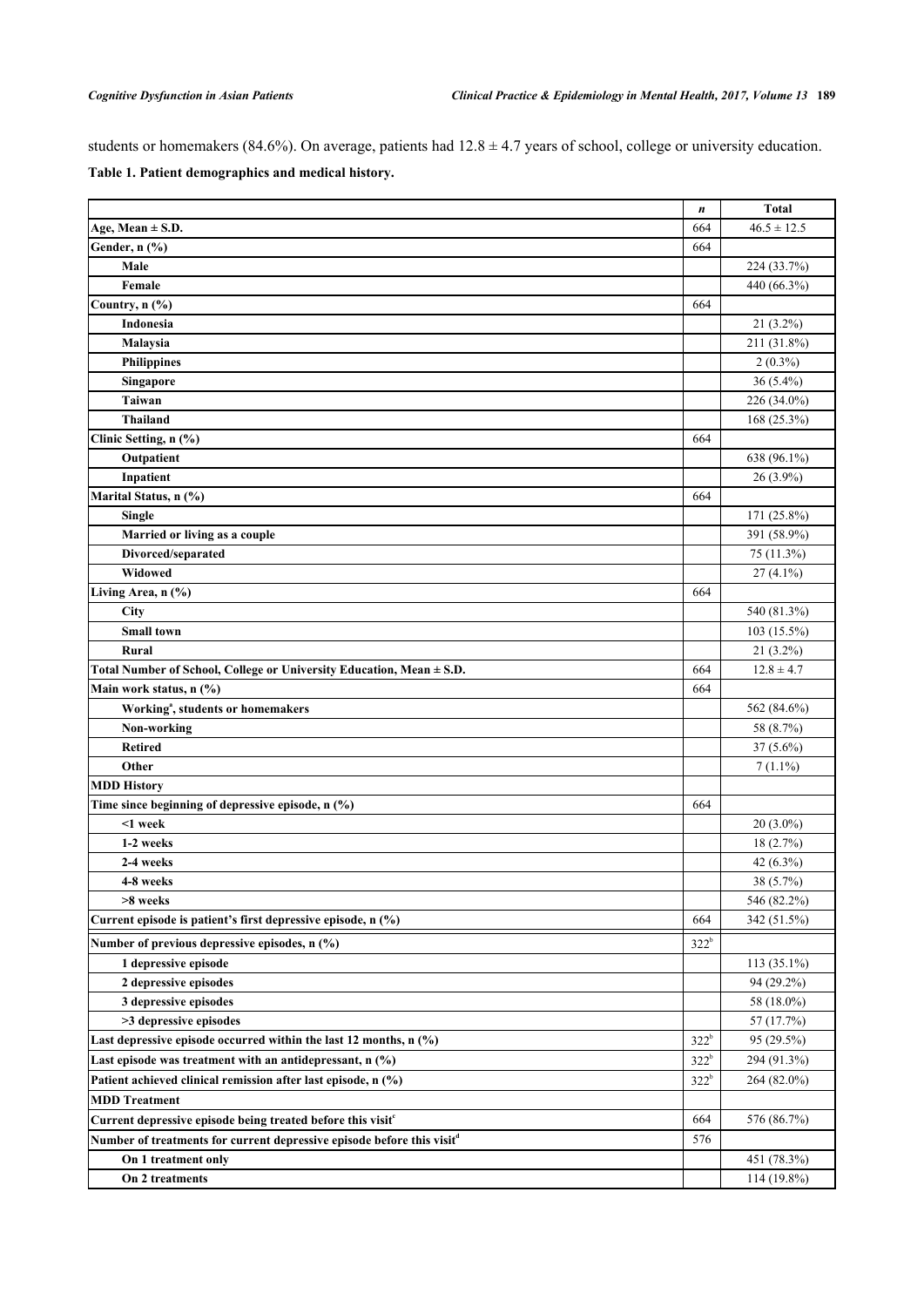students or homemakers (84.6%). On average, patients had 12.8 ± 4.7 years of school, college or university education.

**Table 1. Patient demographics and medical history.**

| | *n* | Total |
|---|---|---|
| **Age, Mean ± S.D.** | 664 | 46.5 ± 12.5 |
| **Gender, n (%)** | 664 | |
| **Male** | | 224 (33.7%) |
| **Female** | | 440 (66.3%) |
| **Country, n (%)** | 664 | |
| **Indonesia** | | 21 (3.2%) |
| **Malaysia** | | 211 (31.8%) |
| **Philippines** | | 2 (0.3%) |
| **Singapore** | | 36 (5.4%) |
| **Taiwan** | | 226 (34.0%) |
| **Thailand** | | 168 (25.3%) |
| **Clinic Setting, n (%)** | 664 | |
| **Outpatient** | | 638 (96.1%) |
| **Inpatient** | | 26 (3.9%) |
| **Marital Status, n (%)** | 664 | |
| **Single** | | 171 (25.8%) |
| **Married or living as a couple** | | 391 (58.9%) |
| **Divorced/separated** | | 75 (11.3%) |
| **Widowed** | | 27 (4.1%) |
| **Living Area, n (%)** | 664 | |
| **City** | | 540 (81.3%) |
| **Small town** | | 103 (15.5%) |
| **Rural** | | 21 (3.2%) |
| **Total Number of School, College or University Education, Mean ± S.D.** | 664 | 12.8 ± 4.7 |
| **Main work status, n (%)** | 664 | |
| **Working[a], students or homemakers** | | 562 (84.6%) |
| **Non-working** | | 58 (8.7%) |
| **Retired** | | 37 (5.6%) |
| **Other** | | 7 (1.1%) |
| **MDD History** | | |
| **Time since beginning of depressive episode, n (%)** | 664 | |
| **<1 week** | | 20 (3.0%) |
| **1-2 weeks** | | 18 (2.7%) |
| **2-4 weeks** | | 42 (6.3%) |
| **4-8 weeks** | | 38 (5.7%) |
| **>8 weeks** | | 546 (82.2%) |
| **Current episode is patient's first depressive episode, n (%)** | 664 | 342 (51.5%) |
| **Number of previous depressive episodes, n (%)** | 322[b] | |
| **1 depressive episode** | | 113 (35.1%) |
| **2 depressive episodes** | | 94 (29.2%) |
| **3 depressive episodes** | | 58 (18.0%) |
| **>3 depressive episodes** | | 57 (17.7%) |
| **Last depressive episode occurred within the last 12 months, n (%)** | 322[b] | 95 (29.5%) |
| **Last episode was treatment with an antidepressant, n (%)** | 322[b] | 294 (91.3%) |
| **Patient achieved clinical remission after last episode, n (%)** | 322[b] | 264 (82.0%) |
| **MDD Treatment** | | |
| **Current depressive episode being treated before this visit[c]** | 664 | 576 (86.7%) |
| **Number of treatments for current depressive episode before this visit[d]** | 576 | |
| **On 1 treatment only** | | 451 (78.3%) |
| **On 2 treatments** | | 114 (19.8%) |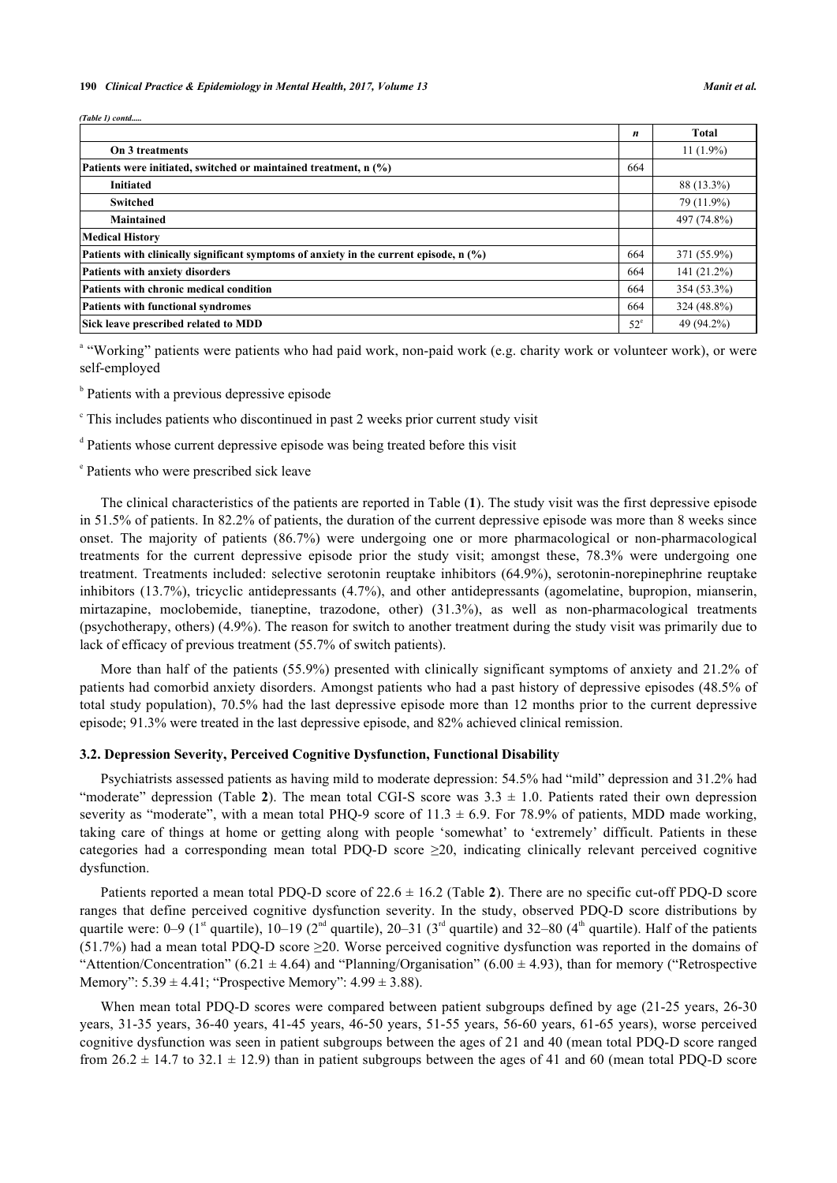*(Table 1) contd.....*

| | *n* | Total |
|---|---|---|
| **On 3 treatments** | | 11 (1.9%) |
| **Patients were initiated, switched or maintained treatment, n (%)** | 664 | |
| **Initiated** | | 88 (13.3%) |
| **Switched** | | 79 (11.9%) |
| **Maintained** | | 497 (74.8%) |
| **Medical History** | | |
| **Patients with clinically significant symptoms of anxiety in the current episode, n (%)** | 664 | 371 (55.9%) |
| **Patients with anxiety disorders** | 664 | 141 (21.2%) |
| **Patients with chronic medical condition** | 664 | 354 (53.3%) |
| **Patients with functional syndromes** | 664 | 324 (48.8%) |
| **Sick leave prescribed related to MDD** | 52[e] | 49 (94.2%) |

[a] "Working" patients were patients who had paid work, non-paid work (e.g. charity work or volunteer work), or were self-employed

[b] Patients with a previous depressive episode

[c] This includes patients who discontinued in past 2 weeks prior current study visit

[d] Patients whose current depressive episode was being treated before this visit

[e] Patients who were prescribed sick leave

The clinical characteristics of the patients are reported in Table (**1**). The study visit was the first depressive episode in 51.5% of patients. In 82.2% of patients, the duration of the current depressive episode was more than 8 weeks since onset. The majority of patients (86.7%) were undergoing one or more pharmacological or non-pharmacological treatments for the current depressive episode prior the study visit; amongst these, 78.3% were undergoing one treatment. Treatments included: selective serotonin reuptake inhibitors (64.9%), serotonin-norepinephrine reuptake inhibitors (13.7%), tricyclic antidepressants (4.7%), and other antidepressants (agomelatine, bupropion, mianserin, mirtazapine, moclobemide, tianeptine, trazodone, other) (31.3%), as well as non-pharmacological treatments (psychotherapy, others) (4.9%). The reason for switch to another treatment during the study visit was primarily due to lack of efficacy of previous treatment (55.7% of switch patients).

More than half of the patients (55.9%) presented with clinically significant symptoms of anxiety and 21.2% of patients had comorbid anxiety disorders. Amongst patients who had a past history of depressive episodes (48.5% of total study population), 70.5% had the last depressive episode more than 12 months prior to the current depressive episode; 91.3% were treated in the last depressive episode, and 82% achieved clinical remission.

### 3.2. Depression Severity, Perceived Cognitive Dysfunction, Functional Disability

Psychiatrists assessed patients as having mild to moderate depression: 54.5% had "mild" depression and 31.2% had "moderate" depression (Table **2**). The mean total CGI-S score was $3.3 \pm 1.0$. Patients rated their own depression severity as "moderate", with a mean total PHQ-9 score of $11.3 \pm 6.9$. For 78.9% of patients, MDD made working, taking care of things at home or getting along with people 'somewhat' to 'extremely' difficult. Patients in these categories had a corresponding mean total PDQ-D score $\geq 20$, indicating clinically relevant perceived cognitive dysfunction.

Patients reported a mean total PDQ-D score of $22.6 \pm 16.2$ (Table **2**). There are no specific cut-off PDQ-D score ranges that define perceived cognitive dysfunction severity. In the study, observed PDQ-D score distributions by quartile were: 0–9 (1st quartile), 10–19 (2nd quartile), 20–31 (3rd quartile) and 32–80 (4th quartile). Half of the patients (51.7%) had a mean total PDQ-D score $\geq 20$. Worse perceived cognitive dysfunction was reported in the domains of "Attention/Concentration" ($6.21 \pm 4.64$) and "Planning/Organisation" ($6.00 \pm 4.93$), than for memory ("Retrospective Memory": $5.39 \pm 4.41$; "Prospective Memory": $4.99 \pm 3.88$).

When mean total PDQ-D scores were compared between patient subgroups defined by age (21-25 years, 26-30 years, 31-35 years, 36-40 years, 41-45 years, 46-50 years, 51-55 years, 56-60 years, 61-65 years), worse perceived cognitive dysfunction was seen in patient subgroups between the ages of 21 and 40 (mean total PDQ-D score ranged from $26.2 \pm 14.7$ to $32.1 \pm 12.9$) than in patient subgroups between the ages of 41 and 60 (mean total PDQ-D score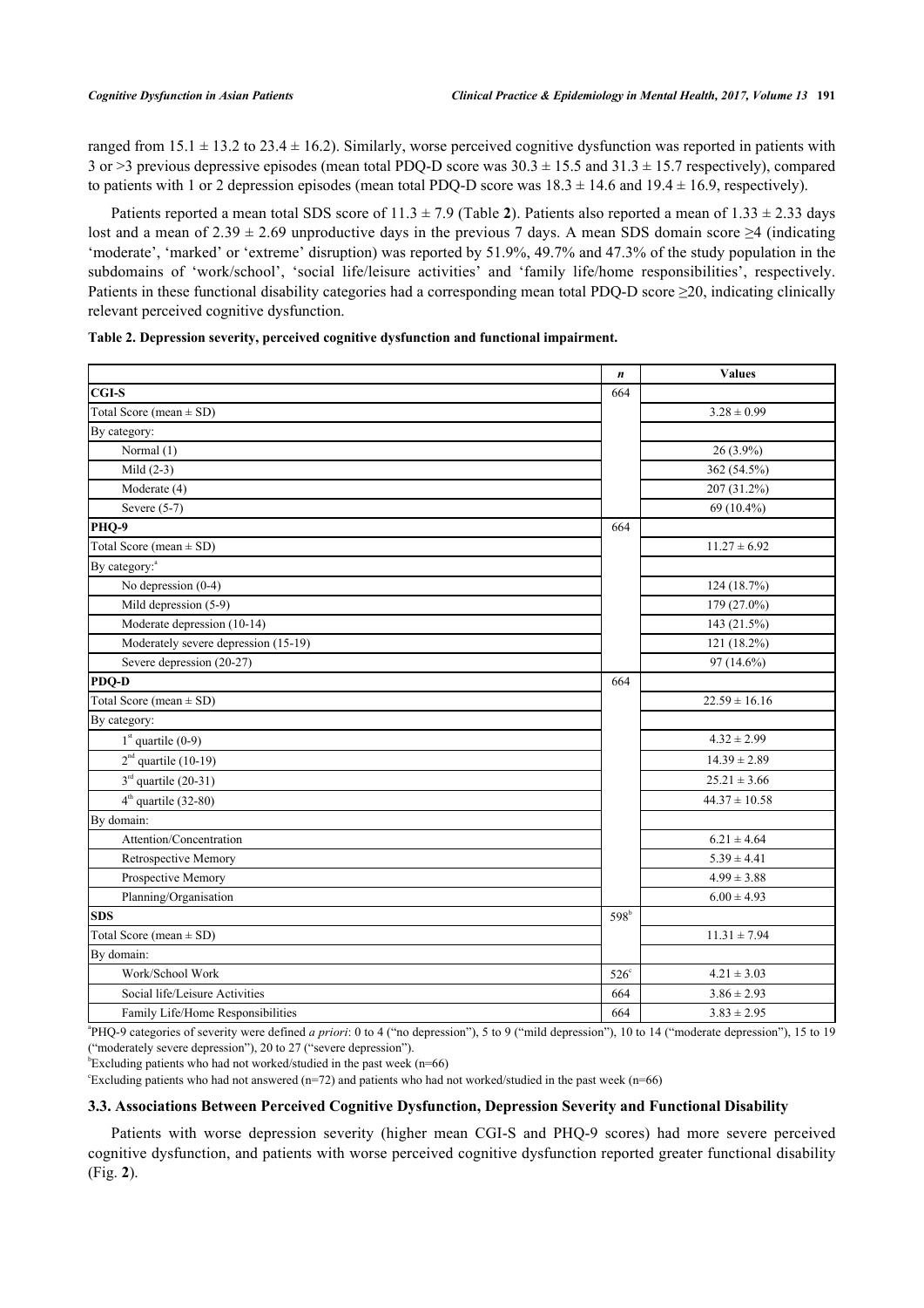ranged from 15.1 ± 13.2 to 23.4 ± 16.2). Similarly, worse perceived cognitive dysfunction was reported in patients with 3 or >3 previous depressive episodes (mean total PDQ-D score was 30.3 ± 15.5 and 31.3 ± 15.7 respectively), compared to patients with 1 or 2 depression episodes (mean total PDQ-D score was 18.3 ± 14.6 and 19.4 ± 16.9, respectively).

Patients reported a mean total SDS score of 11.3 ± 7.9 (Table **2**). Patients also reported a mean of 1.33 ± 2.33 days lost and a mean of 2.39 ± 2.69 unproductive days in the previous 7 days. A mean SDS domain score ≥4 (indicating 'moderate', 'marked' or 'extreme' disruption) was reported by 51.9%, 49.7% and 47.3% of the study population in the subdomains of 'work/school', 'social life/leisure activities' and 'family life/home responsibilities', respectively. Patients in these functional disability categories had a corresponding mean total PDQ-D score ≥20, indicating clinically relevant perceived cognitive dysfunction.

**Table 2. Depression severity, perceived cognitive dysfunction and functional impairment.**

| | *n* | Values |
|---|---|---|
| **CGI-S** | 664 | |
| Total Score (mean ± SD) | | 3.28 ± 0.99 |
| By category: | | |
| Normal (1) | | 26 (3.9%) |
| Mild (2-3) | | 362 (54.5%) |
| Moderate (4) | | 207 (31.2%) |
| Severe (5-7) | | 69 (10.4%) |
| **PHQ-9** | 664 | |
| Total Score (mean ± SD) | | 11.27 ± 6.92 |
| By category:[a] | | |
| No depression (0-4) | | 124 (18.7%) |
| Mild depression (5-9) | | 179 (27.0%) |
| Moderate depression (10-14) | | 143 (21.5%) |
| Moderately severe depression (15-19) | | 121 (18.2%) |
| Severe depression (20-27) | | 97 (14.6%) |
| **PDQ-D** | 664 | |
| Total Score (mean ± SD) | | 22.59 ± 16.16 |
| By category: | | |
| 1[st] quartile (0-9) | | 4.32 ± 2.99 |
| 2[nd] quartile (10-19) | | 14.39 ± 2.89 |
| 3[rd] quartile (20-31) | | 25.21 ± 3.66 |
| 4[th] quartile (32-80) | | 44.37 ± 10.58 |
| By domain: | | |
| Attention/Concentration | | 6.21 ± 4.64 |
| Retrospective Memory | | 5.39 ± 4.41 |
| Prospective Memory | | 4.99 ± 3.88 |
| Planning/Organisation | | 6.00 ± 4.93 |
| **SDS** | 598[b] | |
| Total Score (mean ± SD) | | 11.31 ± 7.94 |
| By domain: | | |
| Work/School Work | 526[c] | 4.21 ± 3.03 |
| Social life/Leisure Activities | 664 | 3.86 ± 2.93 |
| Family Life/Home Responsibilities | 664 | 3.83 ± 2.95 |

[a]PHQ-9 categories of severity were defined *a priori*: 0 to 4 ("no depression"), 5 to 9 ("mild depression"), 10 to 14 ("moderate depression"), 15 to 19 ("moderately severe depression"), 20 to 27 ("severe depression").
[b]Excluding patients who had not worked/studied in the past week (n=66)
[c]Excluding patients who had not answered (n=72) and patients who had not worked/studied in the past week (n=66)

### 3.3. Associations Between Perceived Cognitive Dysfunction, Depression Severity and Functional Disability

Patients with worse depression severity (higher mean CGI-S and PHQ-9 scores) had more severe perceived cognitive dysfunction, and patients with worse perceived cognitive dysfunction reported greater functional disability (Fig. **2**).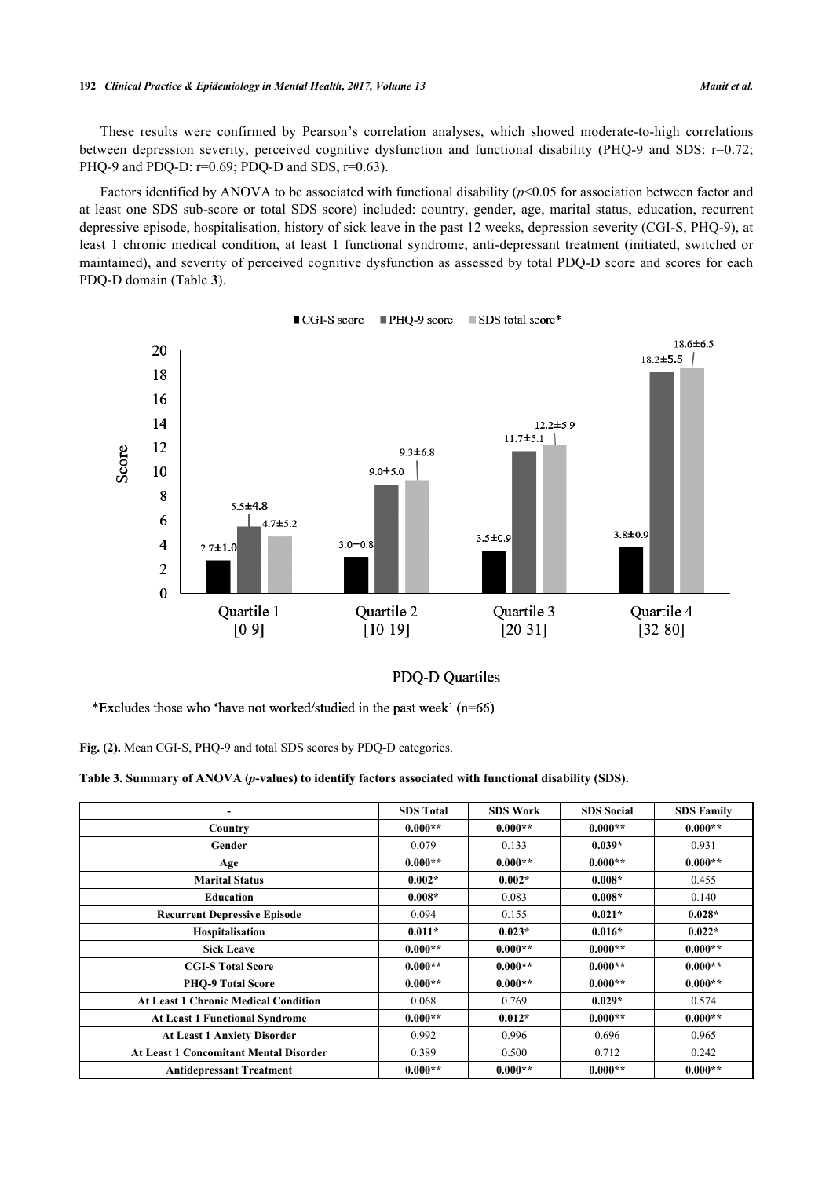These results were confirmed by Pearson's correlation analyses, which showed moderate-to-high correlations between depression severity, perceived cognitive dysfunction and functional disability (PHQ-9 and SDS: r=0.72; PHQ-9 and PDQ-D: r=0.69; PDQ-D and SDS, r=0.63).

Factors identified by ANOVA to be associated with functional disability ($p<0.05$ for association between factor and at least one SDS sub-score or total SDS score) included: country, gender, age, marital status, education, recurrent depressive episode, hospitalisation, history of sick leave in the past 12 weeks, depression severity (CGI-S, PHQ-9), at least 1 chronic medical condition, at least 1 functional syndrome, anti-depressant treatment (initiated, switched or maintained), and severity of perceived cognitive dysfunction as assessed by total PDQ-D score and scores for each PDQ-D domain (Table **3**).

| PDQ-D Quartiles | CGI-S score | PHQ-9 score | SDS total score* |
|---|---|---|---|
| Quartile 1 [0-9] | 2.7±1.0 | 5.5±4.8 | 4.7±5.2 |
| Quartile 2 [10-19] | 3.0±0.8 | 9.0±5.0 | 9.3±6.8 |
| Quartile 3 [20-31] | 3.5±0.9 | 11.7±5.1 | 12.2±5.9 |
| Quartile 4 [32-80] | 3.8±0.9 | 18.2±5.5 | 18.6±6.5 |

*Excludes those who 'have not worked/studied in the past week' (n=66)

**Fig. (2).** Mean CGI-S, PHQ-9 and total SDS scores by PDQ-D categories.

**Table 3. Summary of ANOVA (*p*-values) to identify factors associated with functional disability (SDS).**

| - | SDS Total | SDS Work | SDS Social | SDS Family |
|---|---|---|---|---|
| **Country** | **0.000**** | **0.000**** | **0.000**** | **0.000**** |
| **Gender** | 0.079 | 0.133 | **0.039*** | 0.931 |
| **Age** | **0.000**** | **0.000**** | **0.000**** | **0.000**** |
| **Marital Status** | **0.002*** | **0.002*** | **0.008*** | 0.455 |
| **Education** | **0.008*** | 0.083 | **0.008*** | 0.140 |
| **Recurrent Depressive Episode** | 0.094 | 0.155 | **0.021*** | **0.028*** |
| **Hospitalisation** | **0.011*** | **0.023*** | **0.016*** | **0.022*** |
| **Sick Leave** | **0.000**** | **0.000**** | **0.000**** | **0.000**** |
| **CGI-S Total Score** | **0.000**** | **0.000**** | **0.000**** | **0.000**** |
| **PHQ-9 Total Score** | **0.000**** | **0.000**** | **0.000**** | **0.000**** |
| **At Least 1 Chronic Medical Condition** | 0.068 | 0.769 | **0.029*** | 0.574 |
| **At Least 1 Functional Syndrome** | **0.000**** | **0.012*** | **0.000**** | **0.000**** |
| **At Least 1 Anxiety Disorder** | 0.992 | 0.996 | 0.696 | 0.965 |
| **At Least 1 Concomitant Mental Disorder** | 0.389 | 0.500 | 0.712 | 0.242 |
| **Antidepressant Treatment** | **0.000**** | **0.000**** | **0.000**** | **0.000**** |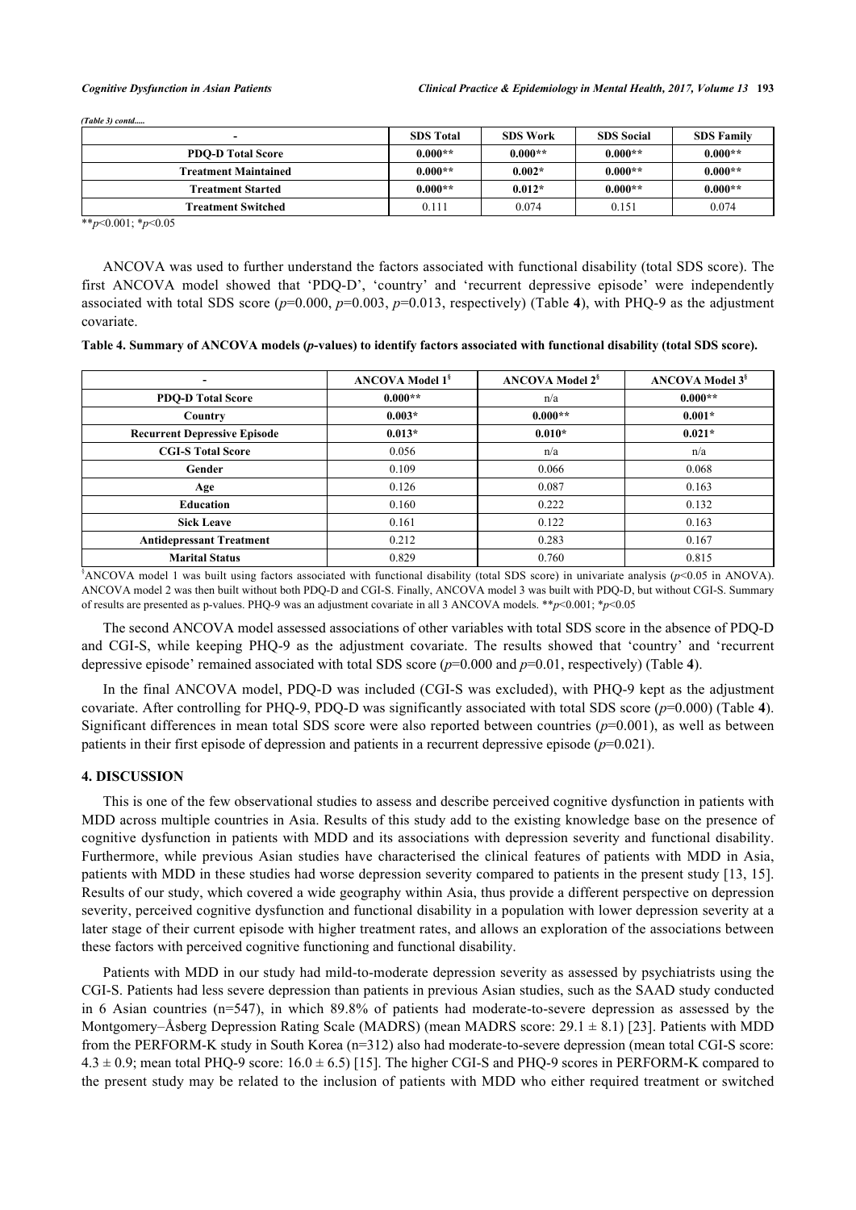*(Table 3) contd.....*

| - | SDS Total | SDS Work | SDS Social | SDS Family |
|---|---|---|---|---|
| **PDQ-D Total Score** | **0.000**** | **0.000**** | **0.000**** | **0.000**** |
| **Treatment Maintained** | **0.000**** | **0.002*** | **0.000**** | **0.000**** |
| **Treatment Started** | **0.000**** | **0.012*** | **0.000**** | **0.000**** |
| **Treatment Switched** | 0.111 | 0.074 | 0.151 | 0.074 |

**$p<0.001$; *$p<0.05$

ANCOVA was used to further understand the factors associated with functional disability (total SDS score). The first ANCOVA model showed that 'PDQ-D', 'country' and 'recurrent depressive episode' were independently associated with total SDS score ($p=0.000$, $p=0.003$, $p=0.013$, respectively) (Table **4**), with PHQ-9 as the adjustment covariate.

**Table 4. Summary of ANCOVA models (*p*-values) to identify factors associated with functional disability (total SDS score).**

| - | ANCOVA Model 1[§] | ANCOVA Model 2[§] | ANCOVA Model 3[§] |
|---|---|---|---|
| **PDQ-D Total Score** | **0.000**** | n/a | **0.000**** |
| **Country** | **0.003*** | **0.000**** | **0.001*** |
| **Recurrent Depressive Episode** | **0.013*** | **0.010*** | **0.021*** |
| **CGI-S Total Score** | 0.056 | n/a | n/a |
| **Gender** | 0.109 | 0.066 | 0.068 |
| **Age** | 0.126 | 0.087 | 0.163 |
| **Education** | 0.160 | 0.222 | 0.132 |
| **Sick Leave** | 0.161 | 0.122 | 0.163 |
| **Antidepressant Treatment** | 0.212 | 0.283 | 0.167 |
| **Marital Status** | 0.829 | 0.760 | 0.815 |

[§]ANCOVA model 1 was built using factors associated with functional disability (total SDS score) in univariate analysis ($p<0.05$ in ANOVA). ANCOVA model 2 was then built without both PDQ-D and CGI-S. Finally, ANCOVA model 3 was built with PDQ-D, but without CGI-S. Summary of results are presented as p-values. PHQ-9 was an adjustment covariate in all 3 ANCOVA models. **$p<0.001$; *$p<0.05$

The second ANCOVA model assessed associations of other variables with total SDS score in the absence of PDQ-D and CGI-S, while keeping PHQ-9 as the adjustment covariate. The results showed that 'country' and 'recurrent depressive episode' remained associated with total SDS score ($p=0.000$ and $p=0.01$, respectively) (Table **4**).

In the final ANCOVA model, PDQ-D was included (CGI-S was excluded), with PHQ-9 kept as the adjustment covariate. After controlling for PHQ-9, PDQ-D was significantly associated with total SDS score ($p=0.000$) (Table **4**). Significant differences in mean total SDS score were also reported between countries ($p=0.001$), as well as between patients in their first episode of depression and patients in a recurrent depressive episode ($p=0.021$).

## 4. DISCUSSION

This is one of the few observational studies to assess and describe perceived cognitive dysfunction in patients with MDD across multiple countries in Asia. Results of this study add to the existing knowledge base on the presence of cognitive dysfunction in patients with MDD and its associations with depression severity and functional disability. Furthermore, while previous Asian studies have characterised the clinical features of patients with MDD in Asia, patients with MDD in these studies had worse depression severity compared to patients in the present study [13, 15]. Results of our study, which covered a wide geography within Asia, thus provide a different perspective on depression severity, perceived cognitive dysfunction and functional disability in a population with lower depression severity at a later stage of their current episode with higher treatment rates, and allows an exploration of the associations between these factors with perceived cognitive functioning and functional disability.

Patients with MDD in our study had mild-to-moderate depression severity as assessed by psychiatrists using the CGI-S. Patients had less severe depression than patients in previous Asian studies, such as the SAAD study conducted in 6 Asian countries (n=547), in which 89.8% of patients had moderate-to-severe depression as assessed by the Montgomery–Åsberg Depression Rating Scale (MADRS) (mean MADRS score: $29.1 \pm 8.1$) [23]. Patients with MDD from the PERFORM-K study in South Korea (n=312) also had moderate-to-severe depression (mean total CGI-S score: $4.3 \pm 0.9$; mean total PHQ-9 score: $16.0 \pm 6.5$) [15]. The higher CGI-S and PHQ-9 scores in PERFORM-K compared to the present study may be related to the inclusion of patients with MDD who either required treatment or switched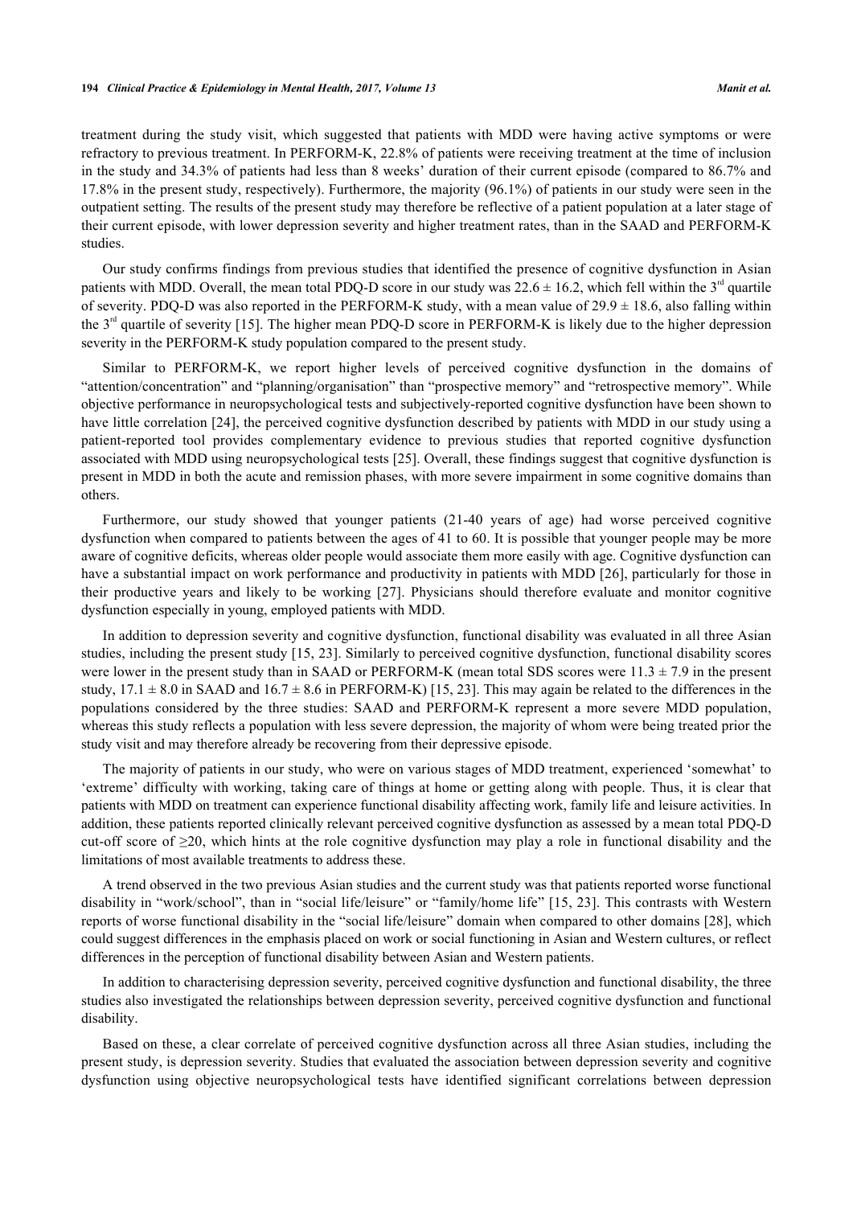treatment during the study visit, which suggested that patients with MDD were having active symptoms or were refractory to previous treatment. In PERFORM-K, 22.8% of patients were receiving treatment at the time of inclusion in the study and 34.3% of patients had less than 8 weeks' duration of their current episode (compared to 86.7% and 17.8% in the present study, respectively). Furthermore, the majority (96.1%) of patients in our study were seen in the outpatient setting. The results of the present study may therefore be reflective of a patient population at a later stage of their current episode, with lower depression severity and higher treatment rates, than in the SAAD and PERFORM-K studies.

Our study confirms findings from previous studies that identified the presence of cognitive dysfunction in Asian patients with MDD. Overall, the mean total PDQ-D score in our study was 22.6 ± 16.2, which fell within the 3rd quartile of severity. PDQ-D was also reported in the PERFORM-K study, with a mean value of 29.9 ± 18.6, also falling within the 3rd quartile of severity [15]. The higher mean PDQ-D score in PERFORM-K is likely due to the higher depression severity in the PERFORM-K study population compared to the present study.

Similar to PERFORM-K, we report higher levels of perceived cognitive dysfunction in the domains of "attention/concentration" and "planning/organisation" than "prospective memory" and "retrospective memory". While objective performance in neuropsychological tests and subjectively-reported cognitive dysfunction have been shown to have little correlation [24], the perceived cognitive dysfunction described by patients with MDD in our study using a patient-reported tool provides complementary evidence to previous studies that reported cognitive dysfunction associated with MDD using neuropsychological tests [25]. Overall, these findings suggest that cognitive dysfunction is present in MDD in both the acute and remission phases, with more severe impairment in some cognitive domains than others.

Furthermore, our study showed that younger patients (21-40 years of age) had worse perceived cognitive dysfunction when compared to patients between the ages of 41 to 60. It is possible that younger people may be more aware of cognitive deficits, whereas older people would associate them more easily with age. Cognitive dysfunction can have a substantial impact on work performance and productivity in patients with MDD [26], particularly for those in their productive years and likely to be working [27]. Physicians should therefore evaluate and monitor cognitive dysfunction especially in young, employed patients with MDD.

In addition to depression severity and cognitive dysfunction, functional disability was evaluated in all three Asian studies, including the present study [15, 23]. Similarly to perceived cognitive dysfunction, functional disability scores were lower in the present study than in SAAD or PERFORM-K (mean total SDS scores were 11.3 ± 7.9 in the present study, 17.1 ± 8.0 in SAAD and 16.7 ± 8.6 in PERFORM-K) [15, 23]. This may again be related to the differences in the populations considered by the three studies: SAAD and PERFORM-K represent a more severe MDD population, whereas this study reflects a population with less severe depression, the majority of whom were being treated prior the study visit and may therefore already be recovering from their depressive episode.

The majority of patients in our study, who were on various stages of MDD treatment, experienced 'somewhat' to 'extreme' difficulty with working, taking care of things at home or getting along with people. Thus, it is clear that patients with MDD on treatment can experience functional disability affecting work, family life and leisure activities. In addition, these patients reported clinically relevant perceived cognitive dysfunction as assessed by a mean total PDQ-D cut-off score of ≥20, which hints at the role cognitive dysfunction may play a role in functional disability and the limitations of most available treatments to address these.

A trend observed in the two previous Asian studies and the current study was that patients reported worse functional disability in "work/school", than in "social life/leisure" or "family/home life" [15, 23]. This contrasts with Western reports of worse functional disability in the "social life/leisure" domain when compared to other domains [28], which could suggest differences in the emphasis placed on work or social functioning in Asian and Western cultures, or reflect differences in the perception of functional disability between Asian and Western patients.

In addition to characterising depression severity, perceived cognitive dysfunction and functional disability, the three studies also investigated the relationships between depression severity, perceived cognitive dysfunction and functional disability.

Based on these, a clear correlate of perceived cognitive dysfunction across all three Asian studies, including the present study, is depression severity. Studies that evaluated the association between depression severity and cognitive dysfunction using objective neuropsychological tests have identified significant correlations between depression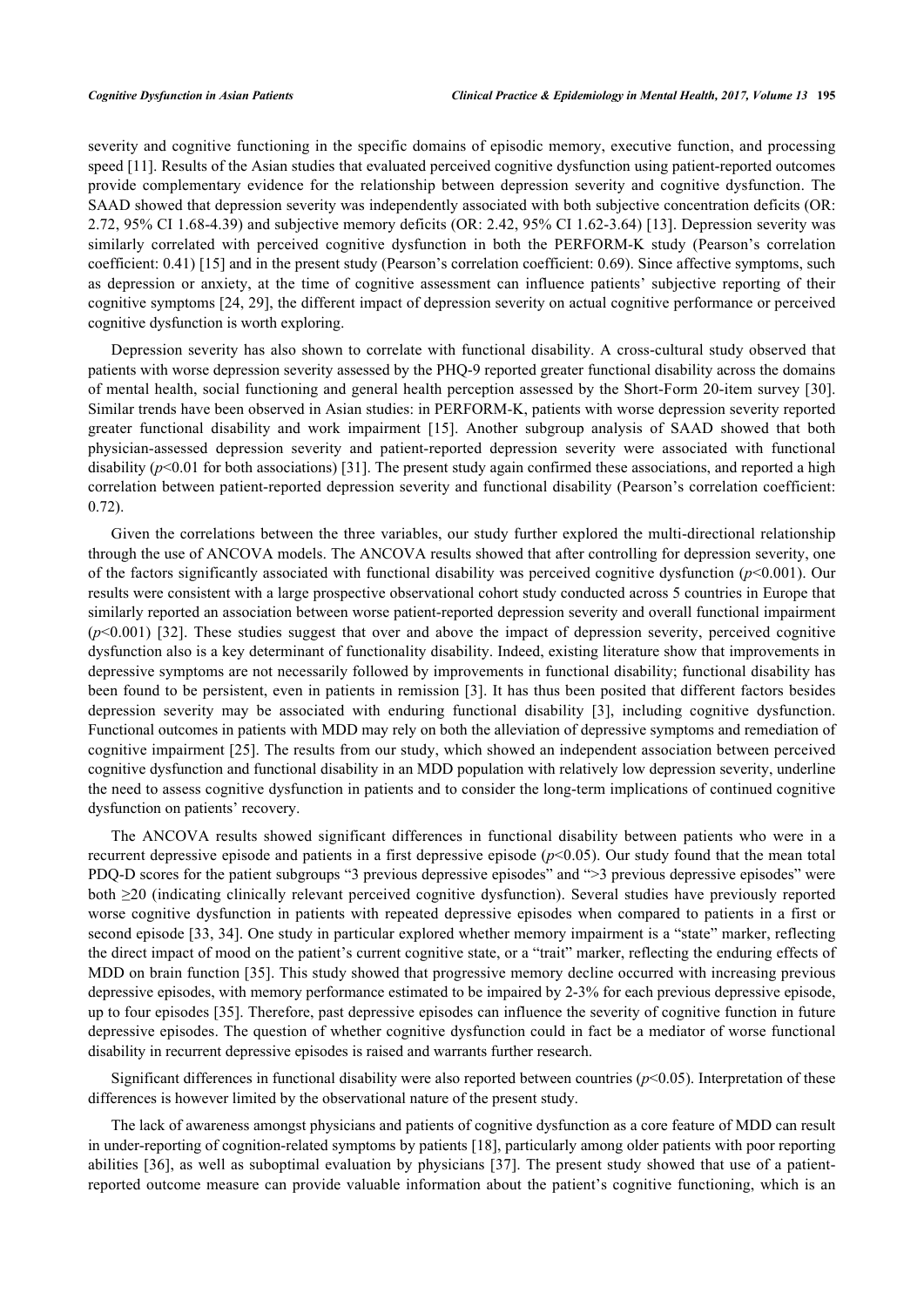severity and cognitive functioning in the specific domains of episodic memory, executive function, and processing speed [11]. Results of the Asian studies that evaluated perceived cognitive dysfunction using patient-reported outcomes provide complementary evidence for the relationship between depression severity and cognitive dysfunction. The SAAD showed that depression severity was independently associated with both subjective concentration deficits (OR: 2.72, 95% CI 1.68-4.39) and subjective memory deficits (OR: 2.42, 95% CI 1.62-3.64) [13]. Depression severity was similarly correlated with perceived cognitive dysfunction in both the PERFORM-K study (Pearson's correlation coefficient: 0.41) [15] and in the present study (Pearson's correlation coefficient: 0.69). Since affective symptoms, such as depression or anxiety, at the time of cognitive assessment can influence patients' subjective reporting of their cognitive symptoms [24, 29], the different impact of depression severity on actual cognitive performance or perceived cognitive dysfunction is worth exploring.

Depression severity has also shown to correlate with functional disability. A cross-cultural study observed that patients with worse depression severity assessed by the PHQ-9 reported greater functional disability across the domains of mental health, social functioning and general health perception assessed by the Short-Form 20-item survey [30]. Similar trends have been observed in Asian studies: in PERFORM-K, patients with worse depression severity reported greater functional disability and work impairment [15]. Another subgroup analysis of SAAD showed that both physician-assessed depression severity and patient-reported depression severity were associated with functional disability ($p$<0.01 for both associations) [31]. The present study again confirmed these associations, and reported a high correlation between patient-reported depression severity and functional disability (Pearson's correlation coefficient: 0.72).

Given the correlations between the three variables, our study further explored the multi-directional relationship through the use of ANCOVA models. The ANCOVA results showed that after controlling for depression severity, one of the factors significantly associated with functional disability was perceived cognitive dysfunction ($p$<0.001). Our results were consistent with a large prospective observational cohort study conducted across 5 countries in Europe that similarly reported an association between worse patient-reported depression severity and overall functional impairment ($p$<0.001) [32]. These studies suggest that over and above the impact of depression severity, perceived cognitive dysfunction also is a key determinant of functionality disability. Indeed, existing literature show that improvements in depressive symptoms are not necessarily followed by improvements in functional disability; functional disability has been found to be persistent, even in patients in remission [3]. It has thus been posited that different factors besides depression severity may be associated with enduring functional disability [3], including cognitive dysfunction. Functional outcomes in patients with MDD may rely on both the alleviation of depressive symptoms and remediation of cognitive impairment [25]. The results from our study, which showed an independent association between perceived cognitive dysfunction and functional disability in an MDD population with relatively low depression severity, underline the need to assess cognitive dysfunction in patients and to consider the long-term implications of continued cognitive dysfunction on patients' recovery.

The ANCOVA results showed significant differences in functional disability between patients who were in a recurrent depressive episode and patients in a first depressive episode ($p$<0.05). Our study found that the mean total PDQ-D scores for the patient subgroups "3 previous depressive episodes" and ">3 previous depressive episodes" were both ≥20 (indicating clinically relevant perceived cognitive dysfunction). Several studies have previously reported worse cognitive dysfunction in patients with repeated depressive episodes when compared to patients in a first or second episode [33, 34]. One study in particular explored whether memory impairment is a "state" marker, reflecting the direct impact of mood on the patient's current cognitive state, or a "trait" marker, reflecting the enduring effects of MDD on brain function [35]. This study showed that progressive memory decline occurred with increasing previous depressive episodes, with memory performance estimated to be impaired by 2-3% for each previous depressive episode, up to four episodes [35]. Therefore, past depressive episodes can influence the severity of cognitive function in future depressive episodes. The question of whether cognitive dysfunction could in fact be a mediator of worse functional disability in recurrent depressive episodes is raised and warrants further research.

Significant differences in functional disability were also reported between countries ($p$<0.05). Interpretation of these differences is however limited by the observational nature of the present study.

The lack of awareness amongst physicians and patients of cognitive dysfunction as a core feature of MDD can result in under-reporting of cognition-related symptoms by patients [18], particularly among older patients with poor reporting abilities [36], as well as suboptimal evaluation by physicians [37]. The present study showed that use of a patient-reported outcome measure can provide valuable information about the patient's cognitive functioning, which is an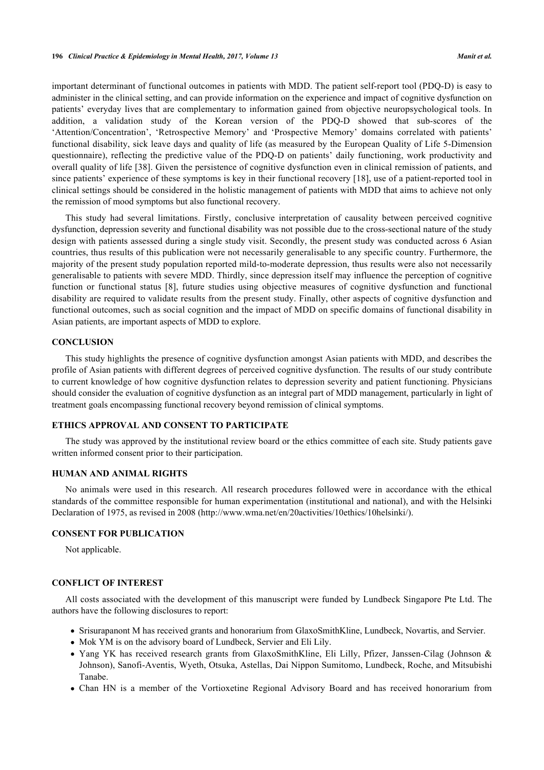important determinant of functional outcomes in patients with MDD. The patient self-report tool (PDQ-D) is easy to administer in the clinical setting, and can provide information on the experience and impact of cognitive dysfunction on patients' everyday lives that are complementary to information gained from objective neuropsychological tools. In addition, a validation study of the Korean version of the PDQ-D showed that sub-scores of the 'Attention/Concentration', 'Retrospective Memory' and 'Prospective Memory' domains correlated with patients' functional disability, sick leave days and quality of life (as measured by the European Quality of Life 5-Dimension questionnaire), reflecting the predictive value of the PDQ-D on patients' daily functioning, work productivity and overall quality of life [38]. Given the persistence of cognitive dysfunction even in clinical remission of patients, and since patients' experience of these symptoms is key in their functional recovery [18], use of a patient-reported tool in clinical settings should be considered in the holistic management of patients with MDD that aims to achieve not only the remission of mood symptoms but also functional recovery.

This study had several limitations. Firstly, conclusive interpretation of causality between perceived cognitive dysfunction, depression severity and functional disability was not possible due to the cross-sectional nature of the study design with patients assessed during a single study visit. Secondly, the present study was conducted across 6 Asian countries, thus results of this publication were not necessarily generalisable to any specific country. Furthermore, the majority of the present study population reported mild-to-moderate depression, thus results were also not necessarily generalisable to patients with severe MDD. Thirdly, since depression itself may influence the perception of cognitive function or functional status [8], future studies using objective measures of cognitive dysfunction and functional disability are required to validate results from the present study. Finally, other aspects of cognitive dysfunction and functional outcomes, such as social cognition and the impact of MDD on specific domains of functional disability in Asian patients, are important aspects of MDD to explore.

## CONCLUSION

This study highlights the presence of cognitive dysfunction amongst Asian patients with MDD, and describes the profile of Asian patients with different degrees of perceived cognitive dysfunction. The results of our study contribute to current knowledge of how cognitive dysfunction relates to depression severity and patient functioning. Physicians should consider the evaluation of cognitive dysfunction as an integral part of MDD management, particularly in light of treatment goals encompassing functional recovery beyond remission of clinical symptoms.

## ETHICS APPROVAL AND CONSENT TO PARTICIPATE

The study was approved by the institutional review board or the ethics committee of each site. Study patients gave written informed consent prior to their participation.

## HUMAN AND ANIMAL RIGHTS

No animals were used in this research. All research procedures followed were in accordance with the ethical standards of the committee responsible for human experimentation (institutional and national), and with the Helsinki Declaration of 1975, as revised in 2008 (http://www.wma.net/en/20activities/10ethics/10helsinki/).

## CONSENT FOR PUBLICATION

Not applicable.

## CONFLICT OF INTEREST

All costs associated with the development of this manuscript were funded by Lundbeck Singapore Pte Ltd. The authors have the following disclosures to report:

- Srisurapanont M has received grants and honorarium from GlaxoSmithKline, Lundbeck, Novartis, and Servier.
- Mok YM is on the advisory board of Lundbeck, Servier and Eli Lily.
- Yang YK has received research grants from GlaxoSmithKline, Eli Lilly, Pfizer, Janssen-Cilag (Johnson & Johnson), Sanofi-Aventis, Wyeth, Otsuka, Astellas, Dai Nippon Sumitomo, Lundbeck, Roche, and Mitsubishi Tanabe.
- Chan HN is a member of the Vortioxetine Regional Advisory Board and has received honorarium from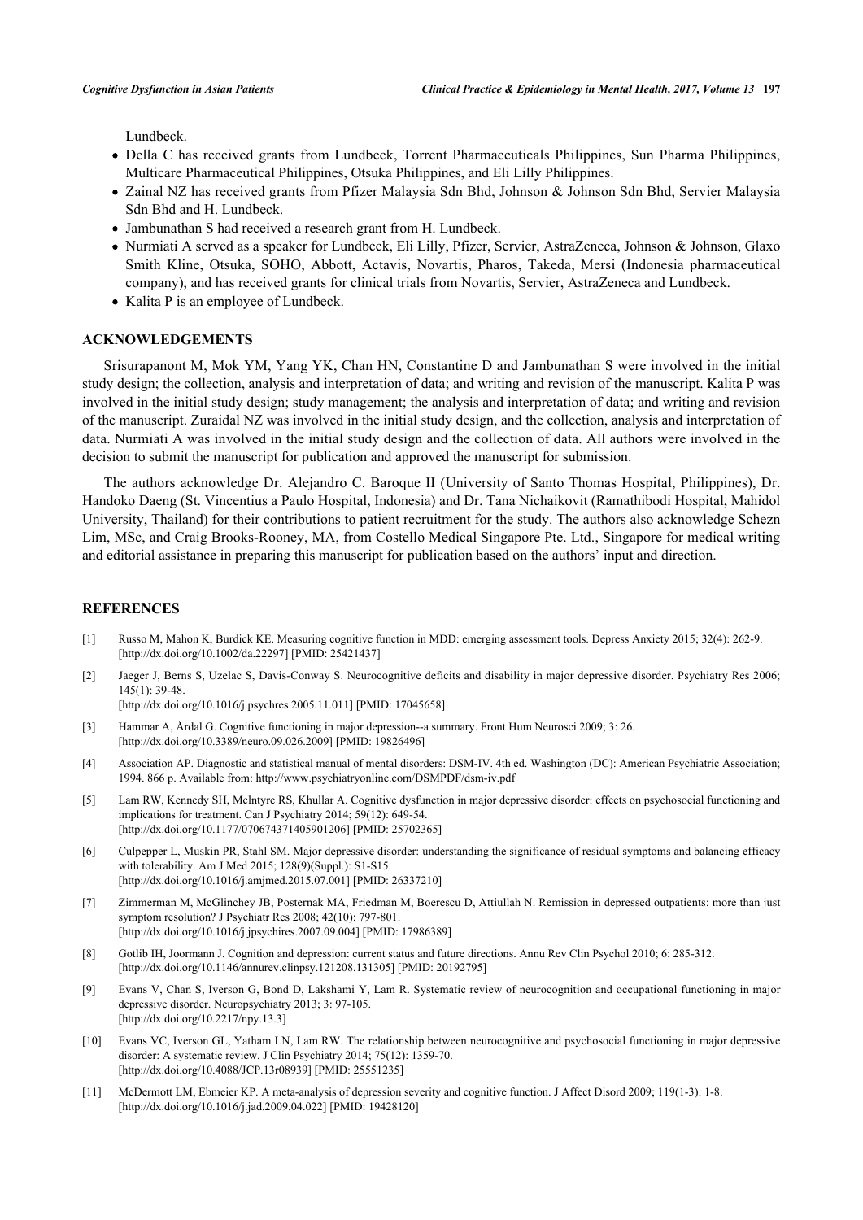Lundbeck.

- Della C has received grants from Lundbeck, Torrent Pharmaceuticals Philippines, Sun Pharma Philippines, Multicare Pharmaceutical Philippines, Otsuka Philippines, and Eli Lilly Philippines.
- Zainal NZ has received grants from Pfizer Malaysia Sdn Bhd, Johnson & Johnson Sdn Bhd, Servier Malaysia Sdn Bhd and H. Lundbeck.
- Jambunathan S had received a research grant from H. Lundbeck.
- Nurmiati A served as a speaker for Lundbeck, Eli Lilly, Pfizer, Servier, AstraZeneca, Johnson & Johnson, Glaxo Smith Kline, Otsuka, SOHO, Abbott, Actavis, Novartis, Pharos, Takeda, Mersi (Indonesia pharmaceutical company), and has received grants for clinical trials from Novartis, Servier, AstraZeneca and Lundbeck.
- Kalita P is an employee of Lundbeck.

## ACKNOWLEDGEMENTS

Srisurapanont M, Mok YM, Yang YK, Chan HN, Constantine D and Jambunathan S were involved in the initial study design; the collection, analysis and interpretation of data; and writing and revision of the manuscript. Kalita P was involved in the initial study design; study management; the analysis and interpretation of data; and writing and revision of the manuscript. Zuraidal NZ was involved in the initial study design, and the collection, analysis and interpretation of data. Nurmiati A was involved in the initial study design and the collection of data. All authors were involved in the decision to submit the manuscript for publication and approved the manuscript for submission.

The authors acknowledge Dr. Alejandro C. Baroque II (University of Santo Thomas Hospital, Philippines), Dr. Handoko Daeng (St. Vincentius a Paulo Hospital, Indonesia) and Dr. Tana Nichaikovit (Ramathibodi Hospital, Mahidol University, Thailand) for their contributions to patient recruitment for the study. The authors also acknowledge Schezn Lim, MSc, and Craig Brooks-Rooney, MA, from Costello Medical Singapore Pte. Ltd., Singapore for medical writing and editorial assistance in preparing this manuscript for publication based on the authors' input and direction.

## REFERENCES

[1] Russo M, Mahon K, Burdick KE. Measuring cognitive function in MDD: emerging assessment tools. Depress Anxiety 2015; 32(4): 262-9. [http://dx.doi.org/10.1002/da.22297] [PMID: 25421437]

[2] Jaeger J, Berns S, Uzelac S, Davis-Conway S. Neurocognitive deficits and disability in major depressive disorder. Psychiatry Res 2006; 145(1): 39-48. [http://dx.doi.org/10.1016/j.psychres.2005.11.011] [PMID: 17045658]

[3] Hammar A, Årdal G. Cognitive functioning in major depression--a summary. Front Hum Neurosci 2009; 3: 26. [http://dx.doi.org/10.3389/neuro.09.026.2009] [PMID: 19826496]

[4] Association AP. Diagnostic and statistical manual of mental disorders: DSM-IV. 4th ed. Washington (DC): American Psychiatric Association; 1994. 866 p. Available from: http://www.psychiatryonline.com/DSMPDF/dsm-iv.pdf

[5] Lam RW, Kennedy SH, Mclntyre RS, Khullar A. Cognitive dysfunction in major depressive disorder: effects on psychosocial functioning and implications for treatment. Can J Psychiatry 2014; 59(12): 649-54. [http://dx.doi.org/10.1177/070674371405901206] [PMID: 25702365]

[6] Culpepper L, Muskin PR, Stahl SM. Major depressive disorder: understanding the significance of residual symptoms and balancing efficacy with tolerability. Am J Med 2015; 128(9)(Suppl.): S1-S15. [http://dx.doi.org/10.1016/j.amjmed.2015.07.001] [PMID: 26337210]

[7] Zimmerman M, McGlinchey JB, Posternak MA, Friedman M, Boerescu D, Attiullah N. Remission in depressed outpatients: more than just symptom resolution? J Psychiatr Res 2008; 42(10): 797-801. [http://dx.doi.org/10.1016/j.jpsychires.2007.09.004] [PMID: 17986389]

[8] Gotlib IH, Joormann J. Cognition and depression: current status and future directions. Annu Rev Clin Psychol 2010; 6: 285-312. [http://dx.doi.org/10.1146/annurev.clinpsy.121208.131305] [PMID: 20192795]

[9] Evans V, Chan S, Iverson G, Bond D, Lakshami Y, Lam R. Systematic review of neurocognition and occupational functioning in major depressive disorder. Neuropsychiatry 2013; 3: 97-105. [http://dx.doi.org/10.2217/npy.13.3]

[10] Evans VC, Iverson GL, Yatham LN, Lam RW. The relationship between neurocognitive and psychosocial functioning in major depressive disorder: A systematic review. J Clin Psychiatry 2014; 75(12): 1359-70. [http://dx.doi.org/10.4088/JCP.13r08939] [PMID: 25551235]

[11] McDermott LM, Ebmeier KP. A meta-analysis of depression severity and cognitive function. J Affect Disord 2009; 119(1-3): 1-8. [http://dx.doi.org/10.1016/j.jad.2009.04.022] [PMID: 19428120]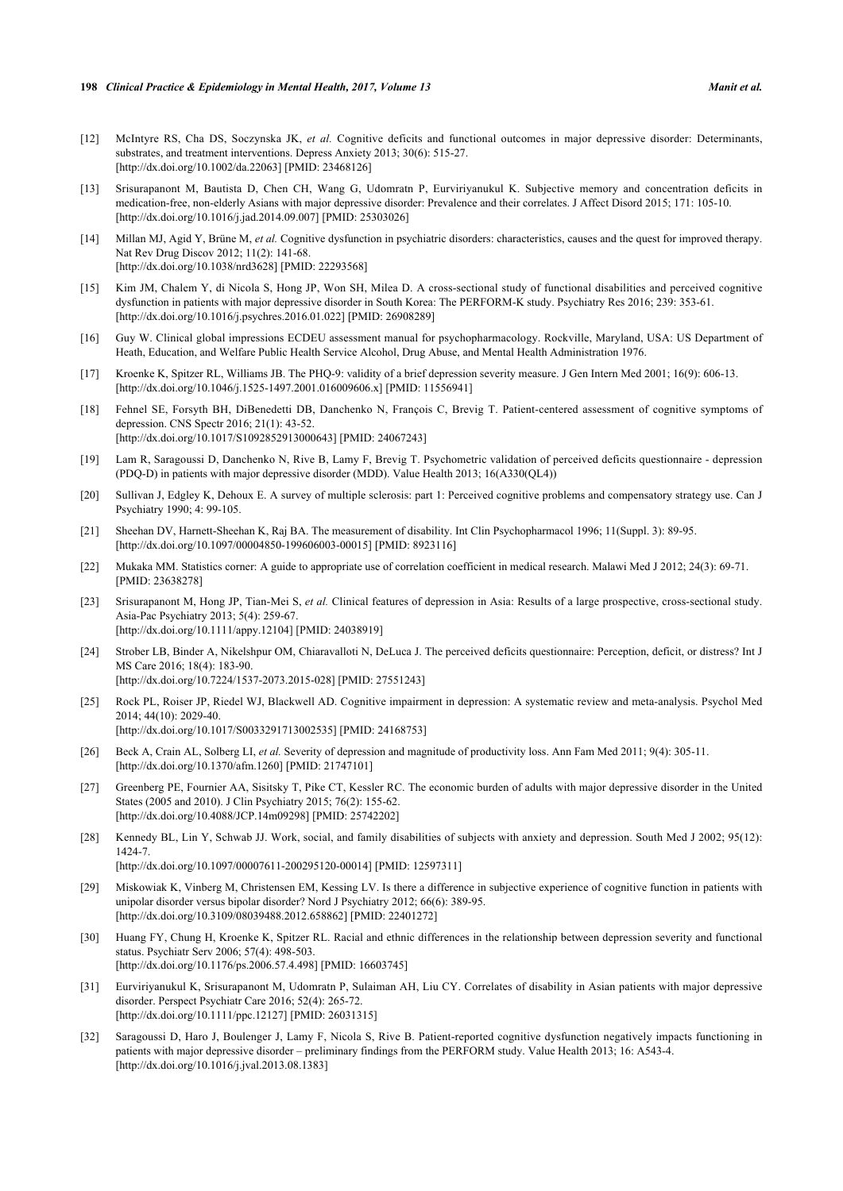[12] McIntyre RS, Cha DS, Soczynska JK, *et al.* Cognitive deficits and functional outcomes in major depressive disorder: Determinants, substrates, and treatment interventions. Depress Anxiety 2013; 30(6): 515-27.
[http://dx.doi.org/10.1002/da.22063] [PMID: 23468126]

[13] Srisurapanont M, Bautista D, Chen CH, Wang G, Udomratn P, Eurviriyanukul K. Subjective memory and concentration deficits in medication-free, non-elderly Asians with major depressive disorder: Prevalence and their correlates. J Affect Disord 2015; 171: 105-10.
[http://dx.doi.org/10.1016/j.jad.2014.09.007] [PMID: 25303026]

[14] Millan MJ, Agid Y, Brüne M, *et al.* Cognitive dysfunction in psychiatric disorders: characteristics, causes and the quest for improved therapy. Nat Rev Drug Discov 2012; 11(2): 141-68.
[http://dx.doi.org/10.1038/nrd3628] [PMID: 22293568]

[15] Kim JM, Chalem Y, di Nicola S, Hong JP, Won SH, Milea D. A cross-sectional study of functional disabilities and perceived cognitive dysfunction in patients with major depressive disorder in South Korea: The PERFORM-K study. Psychiatry Res 2016; 239: 353-61.
[http://dx.doi.org/10.1016/j.psychres.2016.01.022] [PMID: 26908289]

[16] Guy W. Clinical global impressions ECDEU assessment manual for psychopharmacology. Rockville, Maryland, USA: US Department of Heath, Education, and Welfare Public Health Service Alcohol, Drug Abuse, and Mental Health Administration 1976.

[17] Kroenke K, Spitzer RL, Williams JB. The PHQ-9: validity of a brief depression severity measure. J Gen Intern Med 2001; 16(9): 606-13.
[http://dx.doi.org/10.1046/j.1525-1497.2001.016009606.x] [PMID: 11556941]

[18] Fehnel SE, Forsyth BH, DiBenedetti DB, Danchenko N, François C, Brevig T. Patient-centered assessment of cognitive symptoms of depression. CNS Spectr 2016; 21(1): 43-52.
[http://dx.doi.org/10.1017/S1092852913000643] [PMID: 24067243]

[19] Lam R, Saragoussi D, Danchenko N, Rive B, Lamy F, Brevig T. Psychometric validation of perceived deficits questionnaire - depression (PDQ-D) in patients with major depressive disorder (MDD). Value Health 2013; 16(A330(QL4))

[20] Sullivan J, Edgley K, Dehoux E. A survey of multiple sclerosis: part 1: Perceived cognitive problems and compensatory strategy use. Can J Psychiatry 1990; 4: 99-105.

[21] Sheehan DV, Harnett-Sheehan K, Raj BA. The measurement of disability. Int Clin Psychopharmacol 1996; 11(Suppl. 3): 89-95.
[http://dx.doi.org/10.1097/00004850-199606003-00015] [PMID: 8923116]

[22] Mukaka MM. Statistics corner: A guide to appropriate use of correlation coefficient in medical research. Malawi Med J 2012; 24(3): 69-71.
[PMID: 23638278]

[23] Srisurapanont M, Hong JP, Tian-Mei S, *et al.* Clinical features of depression in Asia: Results of a large prospective, cross-sectional study. Asia-Pac Psychiatry 2013; 5(4): 259-67.
[http://dx.doi.org/10.1111/appy.12104] [PMID: 24038919]

[24] Strober LB, Binder A, Nikelshpur OM, Chiaravalloti N, DeLuca J. The perceived deficits questionnaire: Perception, deficit, or distress? Int J MS Care 2016; 18(4): 183-90.
[http://dx.doi.org/10.7224/1537-2073.2015-028] [PMID: 27551243]

[25] Rock PL, Roiser JP, Riedel WJ, Blackwell AD. Cognitive impairment in depression: A systematic review and meta-analysis. Psychol Med 2014; 44(10): 2029-40.
[http://dx.doi.org/10.1017/S0033291713002535] [PMID: 24168753]

[26] Beck A, Crain AL, Solberg LI, *et al.* Severity of depression and magnitude of productivity loss. Ann Fam Med 2011; 9(4): 305-11.
[http://dx.doi.org/10.1370/afm.1260] [PMID: 21747101]

[27] Greenberg PE, Fournier AA, Sisitsky T, Pike CT, Kessler RC. The economic burden of adults with major depressive disorder in the United States (2005 and 2010). J Clin Psychiatry 2015; 76(2): 155-62.
[http://dx.doi.org/10.4088/JCP.14m09298] [PMID: 25742202]

[28] Kennedy BL, Lin Y, Schwab JJ. Work, social, and family disabilities of subjects with anxiety and depression. South Med J 2002; 95(12): 1424-7.
[http://dx.doi.org/10.1097/00007611-200295120-00014] [PMID: 12597311]

[29] Miskowiak K, Vinberg M, Christensen EM, Kessing LV. Is there a difference in subjective experience of cognitive function in patients with unipolar disorder versus bipolar disorder? Nord J Psychiatry 2012; 66(6): 389-95.
[http://dx.doi.org/10.3109/08039488.2012.658862] [PMID: 22401272]

[30] Huang FY, Chung H, Kroenke K, Spitzer RL. Racial and ethnic differences in the relationship between depression severity and functional status. Psychiatr Serv 2006; 57(4): 498-503.
[http://dx.doi.org/10.1176/ps.2006.57.4.498] [PMID: 16603745]

[31] Eurviriyanukul K, Srisurapanont M, Udomratn P, Sulaiman AH, Liu CY. Correlates of disability in Asian patients with major depressive disorder. Perspect Psychiatr Care 2016; 52(4): 265-72.
[http://dx.doi.org/10.1111/ppc.12127] [PMID: 26031315]

[32] Saragoussi D, Haro J, Boulenger J, Lamy F, Nicola S, Rive B. Patient-reported cognitive dysfunction negatively impacts functioning in patients with major depressive disorder – preliminary findings from the PERFORM study. Value Health 2013; 16: A543-4.
[http://dx.doi.org/10.1016/j.jval.2013.08.1383]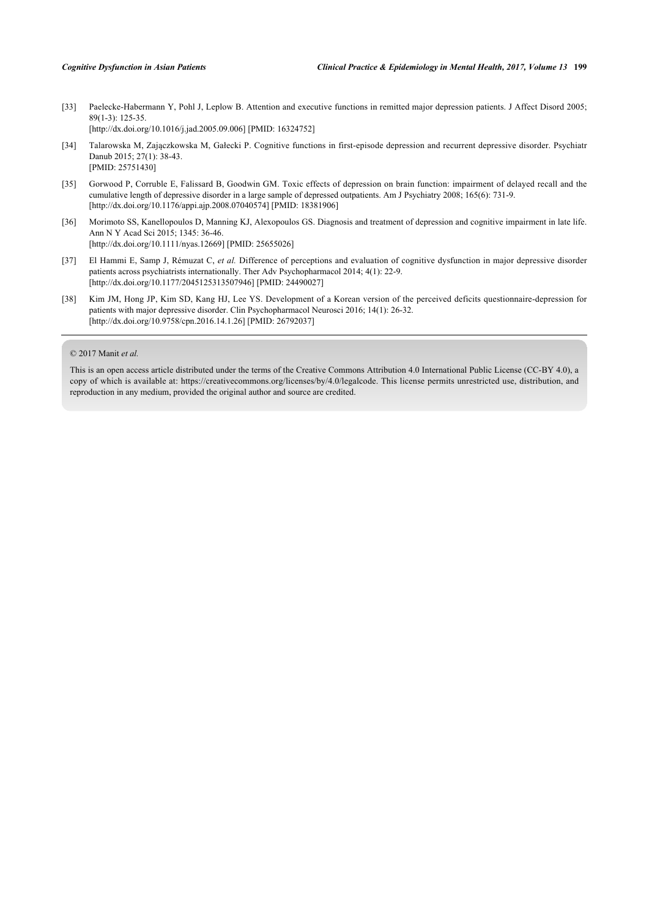[33] Paelecke-Habermann Y, Pohl J, Leplow B. Attention and executive functions in remitted major depression patients. J Affect Disord 2005; 89(1-3): 125-35.
[http://dx.doi.org/10.1016/j.jad.2005.09.006] [PMID: 16324752]

[34] Talarowska M, Zajączkowska M, Gałecki P. Cognitive functions in first-episode depression and recurrent depressive disorder. Psychiatr Danub 2015; 27(1): 38-43.
[PMID: 25751430]

[35] Gorwood P, Corruble E, Falissard B, Goodwin GM. Toxic effects of depression on brain function: impairment of delayed recall and the cumulative length of depressive disorder in a large sample of depressed outpatients. Am J Psychiatry 2008; 165(6): 731-9.
[http://dx.doi.org/10.1176/appi.ajp.2008.07040574] [PMID: 18381906]

[36] Morimoto SS, Kanellopoulos D, Manning KJ, Alexopoulos GS. Diagnosis and treatment of depression and cognitive impairment in late life. Ann N Y Acad Sci 2015; 1345: 36-46.
[http://dx.doi.org/10.1111/nyas.12669] [PMID: 25655026]

[37] El Hammi E, Samp J, Rémuzat C, *et al.* Difference of perceptions and evaluation of cognitive dysfunction in major depressive disorder patients across psychiatrists internationally. Ther Adv Psychopharmacol 2014; 4(1): 22-9.
[http://dx.doi.org/10.1177/2045125313507946] [PMID: 24490027]

[38] Kim JM, Hong JP, Kim SD, Kang HJ, Lee YS. Development of a Korean version of the perceived deficits questionnaire-depression for patients with major depressive disorder. Clin Psychopharmacol Neurosci 2016; 14(1): 26-32.
[http://dx.doi.org/10.9758/cpn.2016.14.1.26] [PMID: 26792037]

---

© 2017 Manit *et al.*

This is an open access article distributed under the terms of the Creative Commons Attribution 4.0 International Public License (CC-BY 4.0), a copy of which is available at: https://creativecommons.org/licenses/by/4.0/legalcode. This license permits unrestricted use, distribution, and reproduction in any medium, provided the original author and source are credited.